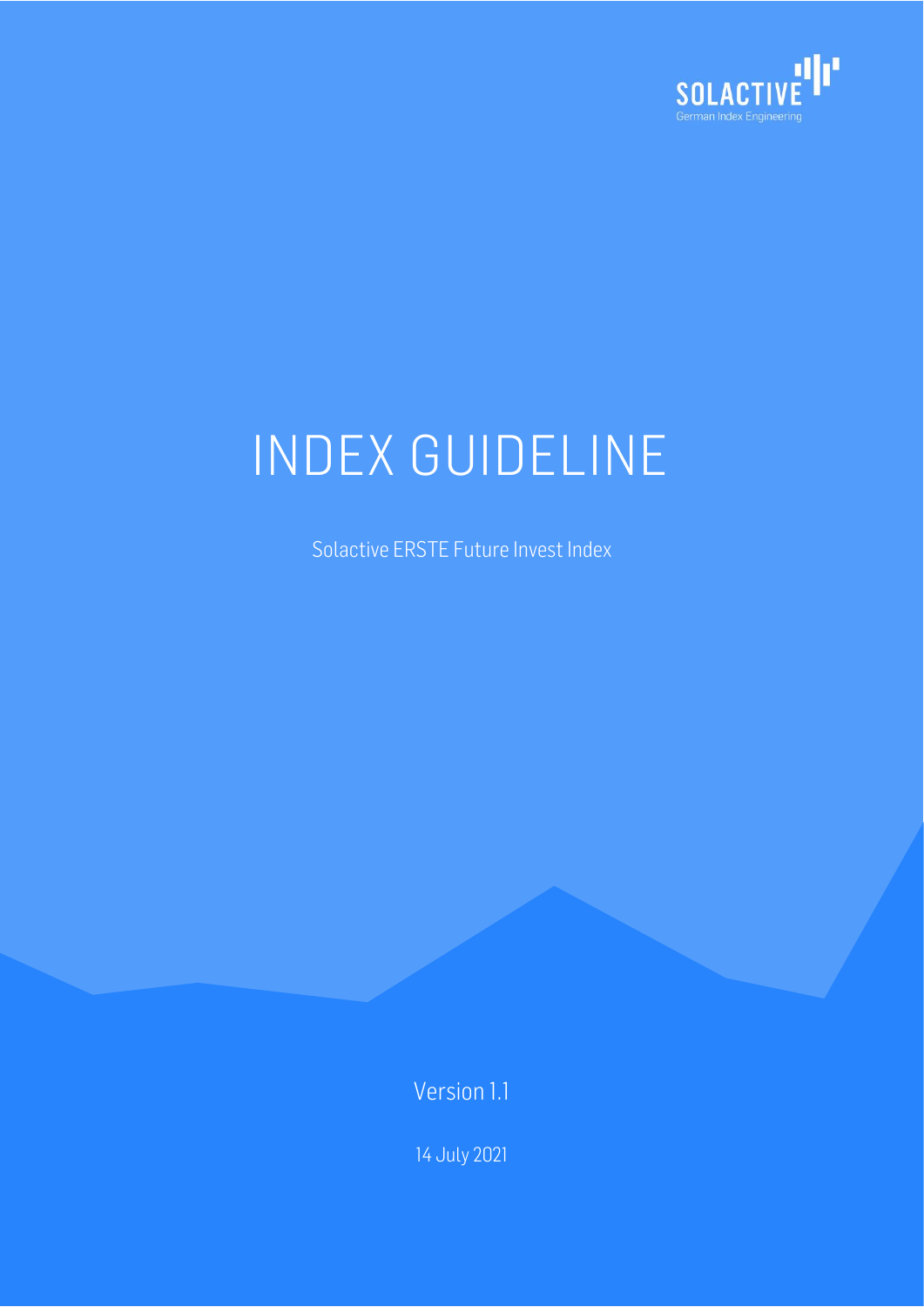SOLACTIVE

German Index Engineering

# INDEX GUIDELINE

Solactive ERSTE Future Invest Index

Version 1.1

14 July 2021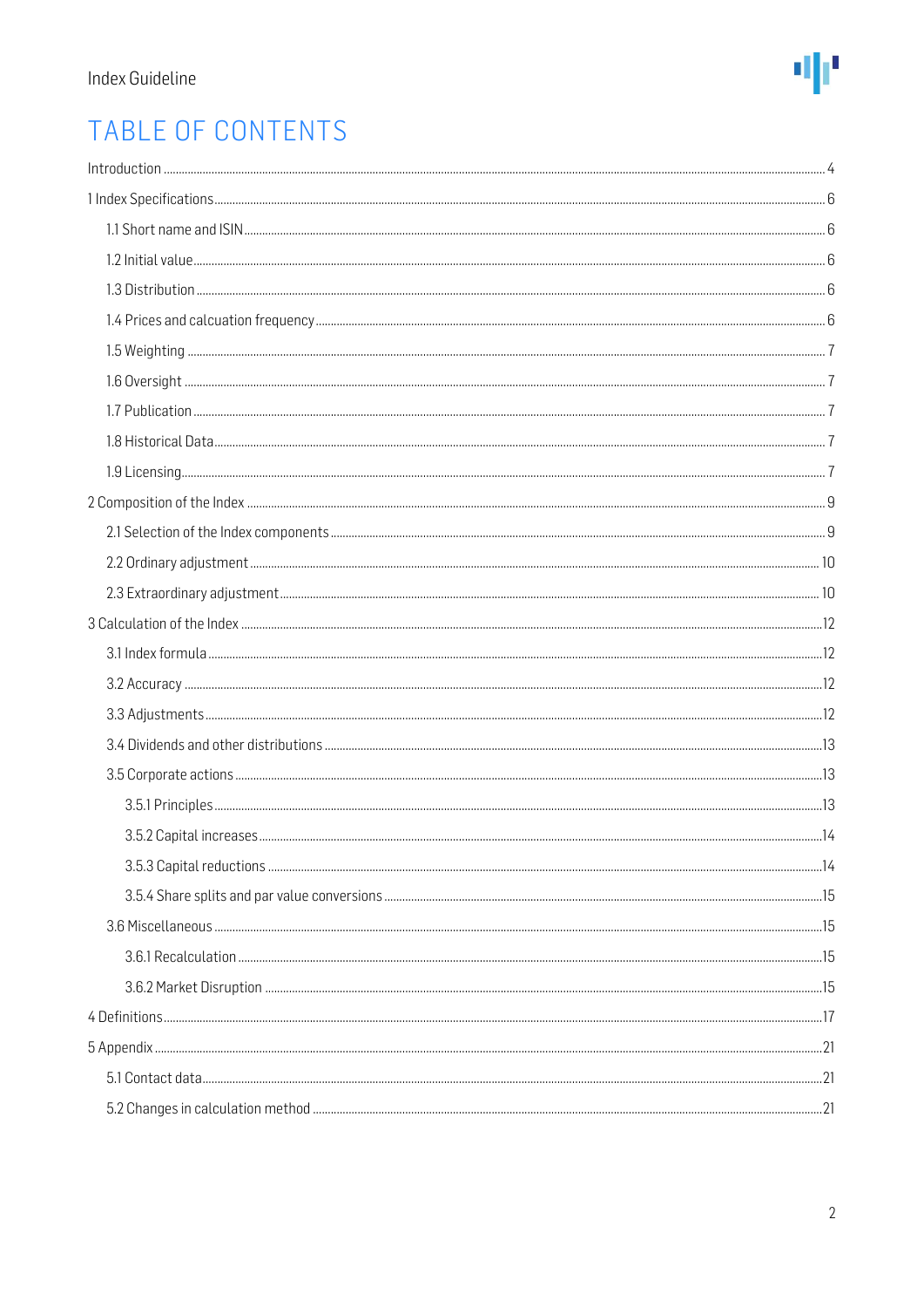# TABLE OF CONTENTS

Introduction ... 4

1 Index Specifications ... 6

- 1.1 Short name and ISIN ... 6
- 1.2 Initial value ... 6
- 1.3 Distribution ... 6
- 1.4 Prices and calcuation frequency ... 6
- 1.5 Weighting ... 7
- 1.6 Oversight ... 7
- 1.7 Publication ... 7
- 1.8 Historical Data ... 7
- 1.9 Licensing ... 7

2 Composition of the Index ... 9

- 2.1 Selection of the Index components ... 9
- 2.2 Ordinary adjustment ... 10
- 2.3 Extraordinary adjustment ... 10

3 Calculation of the Index ... 12

- 3.1 Index formula ... 12
- 3.2 Accuracy ... 12
- 3.3 Adjustments ... 12
- 3.4 Dividends and other distributions ... 13
- 3.5 Corporate actions ... 13
  - 3.5.1 Principles ... 13
  - 3.5.2 Capital increases ... 14
  - 3.5.3 Capital reductions ... 14
  - 3.5.4 Share splits and par value conversions ... 15
- 3.6 Miscellaneous ... 15
  - 3.6.1 Recalculation ... 15
  - 3.6.2 Market Disruption ... 15

4 Definitions ... 17

5 Appendix ... 21

- 5.1 Contact data ... 21
- 5.2 Changes in calculation method ... 21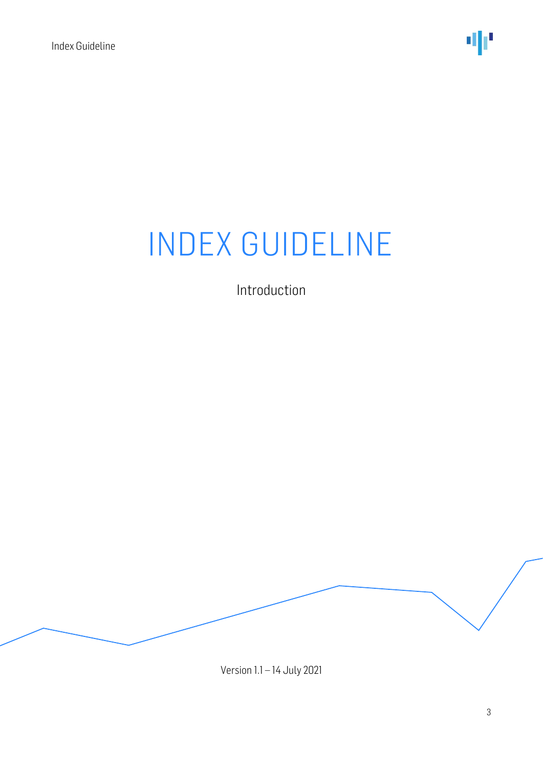# INDEX GUIDELINE

Introduction

Version 1.1 – 14 July 2021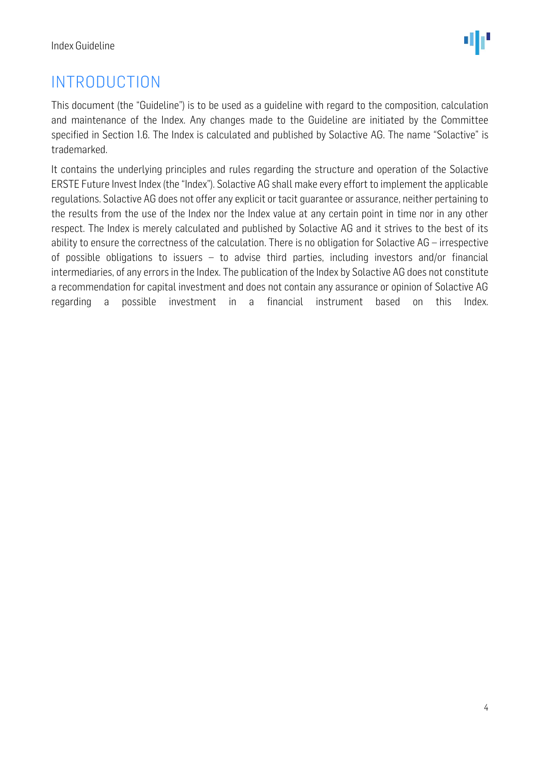# INTRODUCTION

This document (the "Guideline") is to be used as a guideline with regard to the composition, calculation and maintenance of the Index. Any changes made to the Guideline are initiated by the Committee specified in Section 1.6. The Index is calculated and published by Solactive AG. The name "Solactive" is trademarked.

It contains the underlying principles and rules regarding the structure and operation of the Solactive ERSTE Future Invest Index (the "Index"). Solactive AG shall make every effort to implement the applicable regulations. Solactive AG does not offer any explicit or tacit guarantee or assurance, neither pertaining to the results from the use of the Index nor the Index value at any certain point in time nor in any other respect. The Index is merely calculated and published by Solactive AG and it strives to the best of its ability to ensure the correctness of the calculation. There is no obligation for Solactive AG – irrespective of possible obligations to issuers – to advise third parties, including investors and/or financial intermediaries, of any errors in the Index. The publication of the Index by Solactive AG does not constitute a recommendation for capital investment and does not contain any assurance or opinion of Solactive AG regarding a possible investment in a financial instrument based on this Index.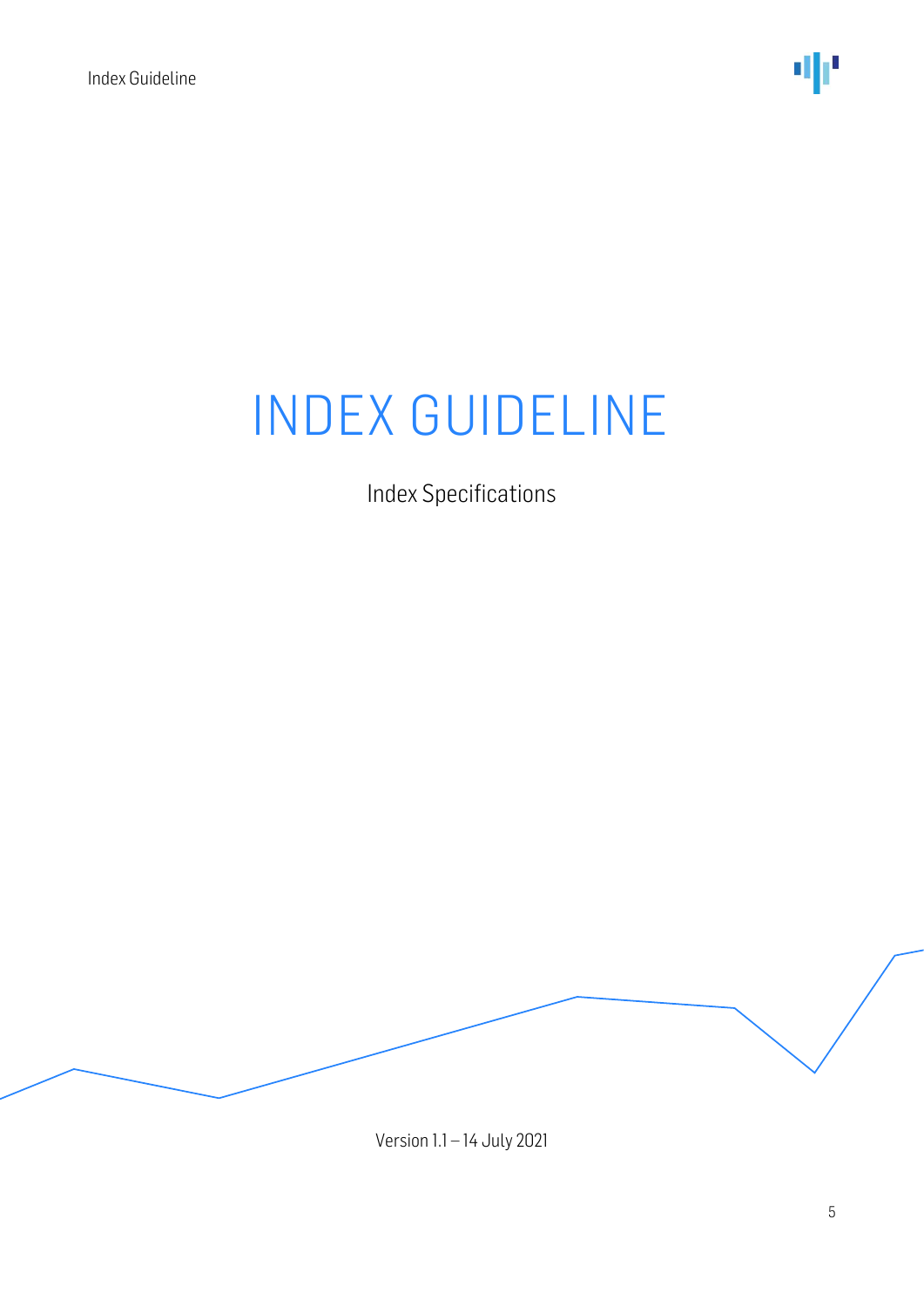# INDEX GUIDELINE

Index Specifications

Version 1.1 – 14 July 2021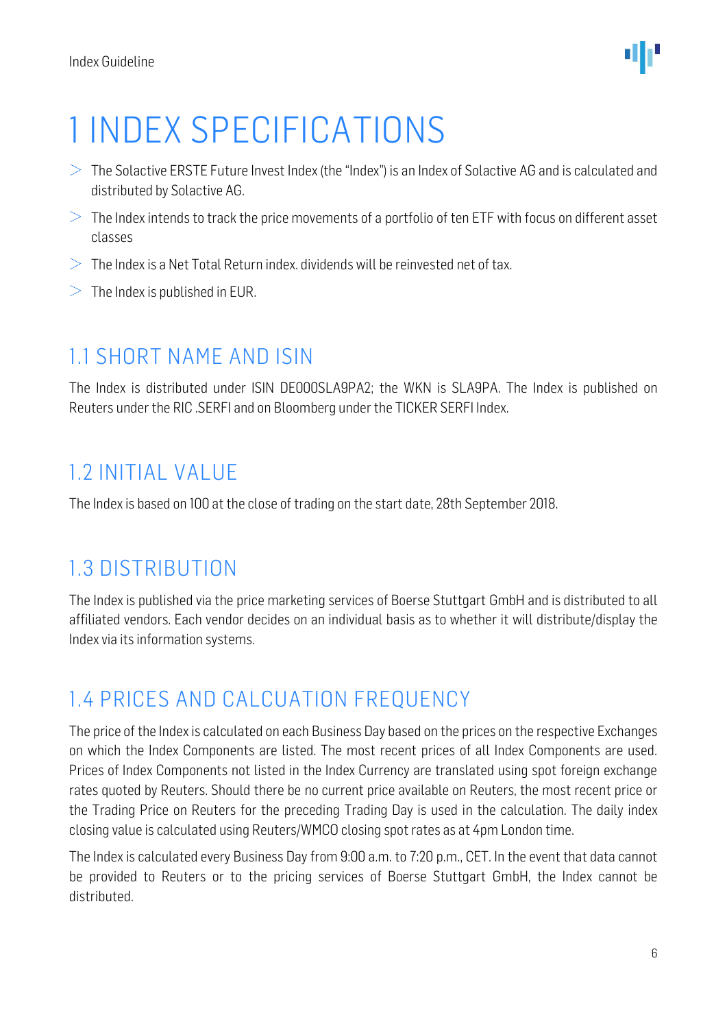# 1 INDEX SPECIFICATIONS

- The Solactive ERSTE Future Invest Index (the "Index") is an Index of Solactive AG and is calculated and distributed by Solactive AG.
- The Index intends to track the price movements of a portfolio of ten ETF with focus on different asset classes
- The Index is a Net Total Return index. dividends will be reinvested net of tax.
- The Index is published in EUR.

## 1.1 SHORT NAME AND ISIN

The Index is distributed under ISIN DE000SLA9PA2; the WKN is SLA9PA. The Index is published on Reuters under the RIC .SERFI and on Bloomberg under the TICKER SERFI Index.

## 1.2 INITIAL VALUE

The Index is based on 100 at the close of trading on the start date, 28th September 2018.

## 1.3 DISTRIBUTION

The Index is published via the price marketing services of Boerse Stuttgart GmbH and is distributed to all affiliated vendors. Each vendor decides on an individual basis as to whether it will distribute/display the Index via its information systems.

## 1.4 PRICES AND CALCUATION FREQUENCY

The price of the Index is calculated on each Business Day based on the prices on the respective Exchanges on which the Index Components are listed. The most recent prices of all Index Components are used. Prices of Index Components not listed in the Index Currency are translated using spot foreign exchange rates quoted by Reuters. Should there be no current price available on Reuters, the most recent price or the Trading Price on Reuters for the preceding Trading Day is used in the calculation. The daily index closing value is calculated using Reuters/WMCO closing spot rates as at 4pm London time.

The Index is calculated every Business Day from 9:00 a.m. to 7:20 p.m., CET. In the event that data cannot be provided to Reuters or to the pricing services of Boerse Stuttgart GmbH, the Index cannot be distributed.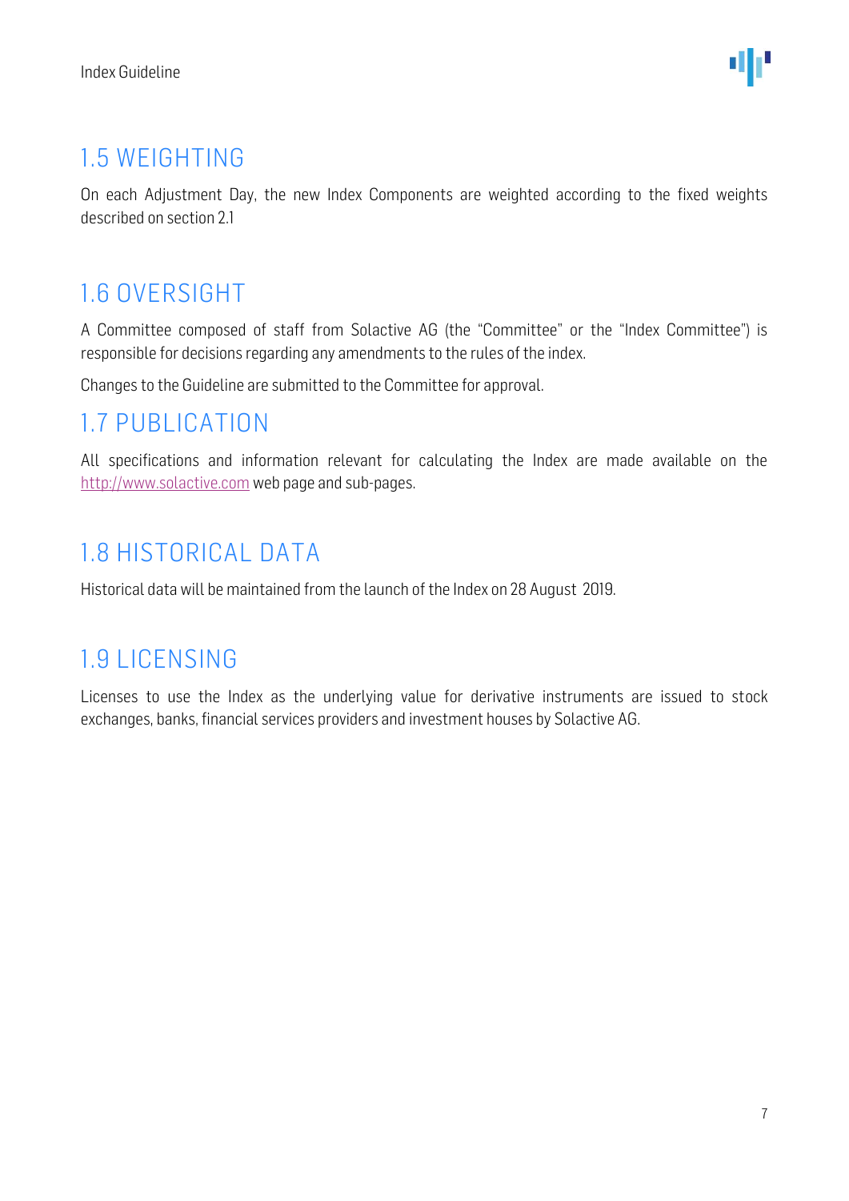## 1.5 WEIGHTING

On each Adjustment Day, the new Index Components are weighted according to the fixed weights described on section 2.1

## 1.6 OVERSIGHT

A Committee composed of staff from Solactive AG (the "Committee" or the "Index Committee") is responsible for decisions regarding any amendments to the rules of the index.

Changes to the Guideline are submitted to the Committee for approval.

## 1.7 PUBLICATION

All specifications and information relevant for calculating the Index are made available on the [http://www.solactive.com](http://www.solactive.com) web page and sub-pages.

## 1.8 HISTORICAL DATA

Historical data will be maintained from the launch of the Index on 28 August 2019.

## 1.9 LICENSING

Licenses to use the Index as the underlying value for derivative instruments are issued to stock exchanges, banks, financial services providers and investment houses by Solactive AG.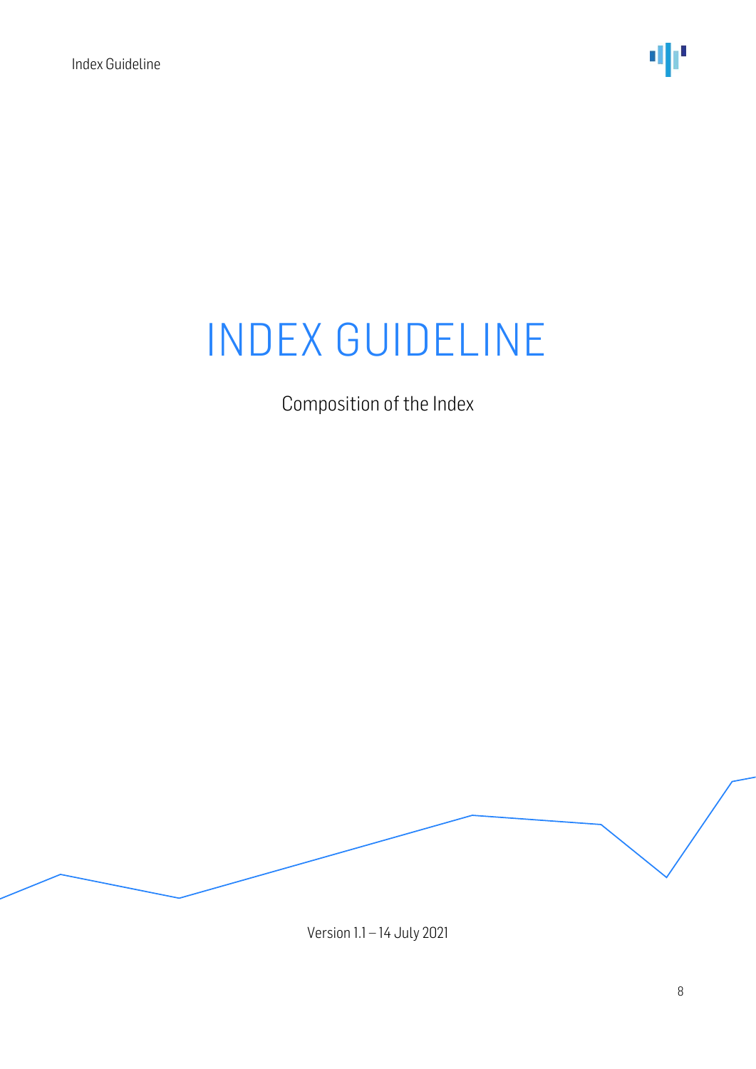# INDEX GUIDELINE

Composition of the Index

Version 1.1 – 14 July 2021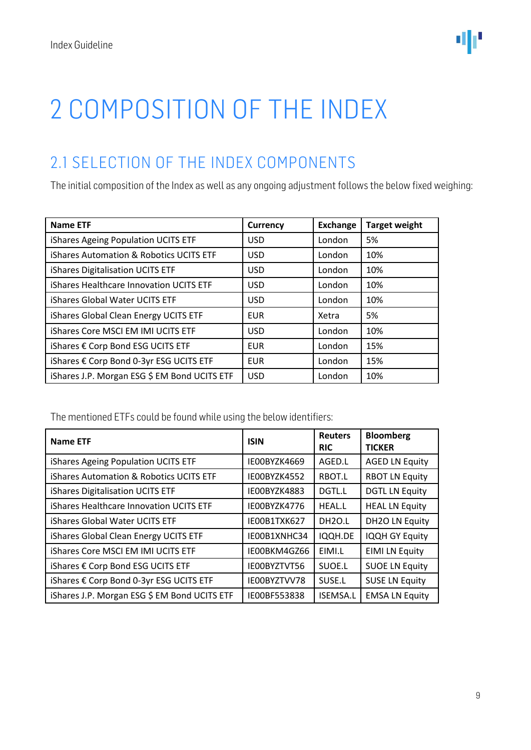# 2 COMPOSITION OF THE INDEX

## 2.1 SELECTION OF THE INDEX COMPONENTS

The initial composition of the Index as well as any ongoing adjustment follows the below fixed weighing:

| Name ETF | Currency | Exchange | Target weight |
|---|---|---|---|
| iShares Ageing Population UCITS ETF | USD | London | 5% |
| iShares Automation & Robotics UCITS ETF | USD | London | 10% |
| iShares Digitalisation UCITS ETF | USD | London | 10% |
| iShares Healthcare Innovation UCITS ETF | USD | London | 10% |
| iShares Global Water UCITS ETF | USD | London | 10% |
| iShares Global Clean Energy UCITS ETF | EUR | Xetra | 5% |
| iShares Core MSCI EM IMI UCITS ETF | USD | London | 10% |
| iShares € Corp Bond ESG UCITS ETF | EUR | London | 15% |
| iShares € Corp Bond 0-3yr ESG UCITS ETF | EUR | London | 15% |
| iShares J.P. Morgan ESG $ EM Bond UCITS ETF | USD | London | 10% |

The mentioned ETFs could be found while using the below identifiers:

| Name ETF | ISIN | Reuters RIC | Bloomberg TICKER |
|---|---|---|---|
| iShares Ageing Population UCITS ETF | IE00BYZK4669 | AGED.L | AGED LN Equity |
| iShares Automation & Robotics UCITS ETF | IE00BYZK4552 | RBOT.L | RBOT LN Equity |
| iShares Digitalisation UCITS ETF | IE00BYZK4883 | DGTL.L | DGTL LN Equity |
| iShares Healthcare Innovation UCITS ETF | IE00BYZK4776 | HEAL.L | HEAL LN Equity |
| iShares Global Water UCITS ETF | IE00B1TXK627 | DH2O.L | DH2O LN Equity |
| iShares Global Clean Energy UCITS ETF | IE00B1XNHC34 | IQQH.DE | IQQH GY Equity |
| iShares Core MSCI EM IMI UCITS ETF | IE00BKM4GZ66 | EIMI.L | EIMI LN Equity |
| iShares € Corp Bond ESG UCITS ETF | IE00BYZTVT56 | SUOE.L | SUOE LN Equity |
| iShares € Corp Bond 0-3yr ESG UCITS ETF | IE00BYZTVV78 | SUSE.L | SUSE LN Equity |
| iShares J.P. Morgan ESG $ EM Bond UCITS ETF | IE00BF553838 | ISEMSA.L | EMSA LN Equity |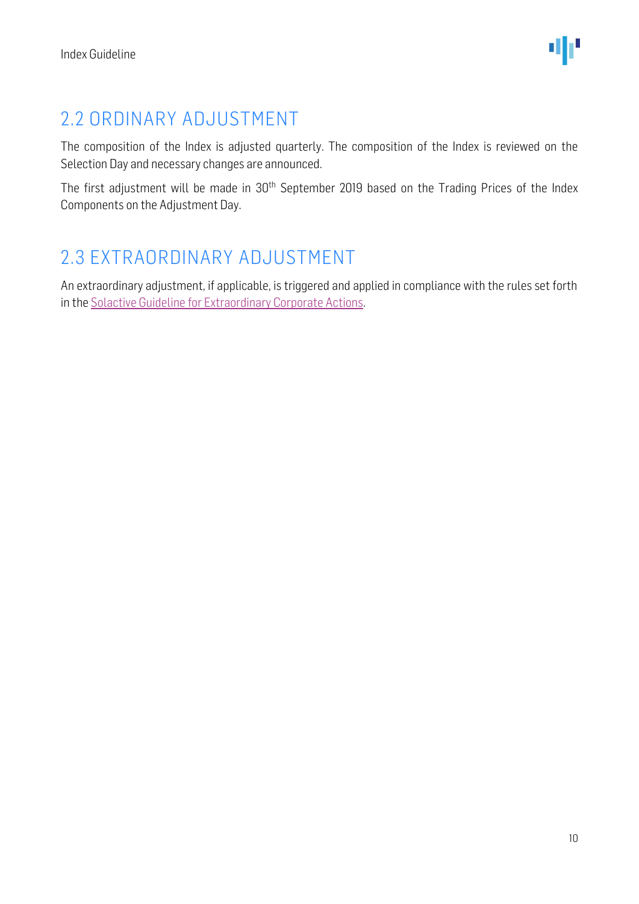## 2.2 ORDINARY ADJUSTMENT

The composition of the Index is adjusted quarterly. The composition of the Index is reviewed on the Selection Day and necessary changes are announced.

The first adjustment will be made in 30th September 2019 based on the Trading Prices of the Index Components on the Adjustment Day.

## 2.3 EXTRAORDINARY ADJUSTMENT

An extraordinary adjustment, if applicable, is triggered and applied in compliance with the rules set forth in the Solactive Guideline for Extraordinary Corporate Actions.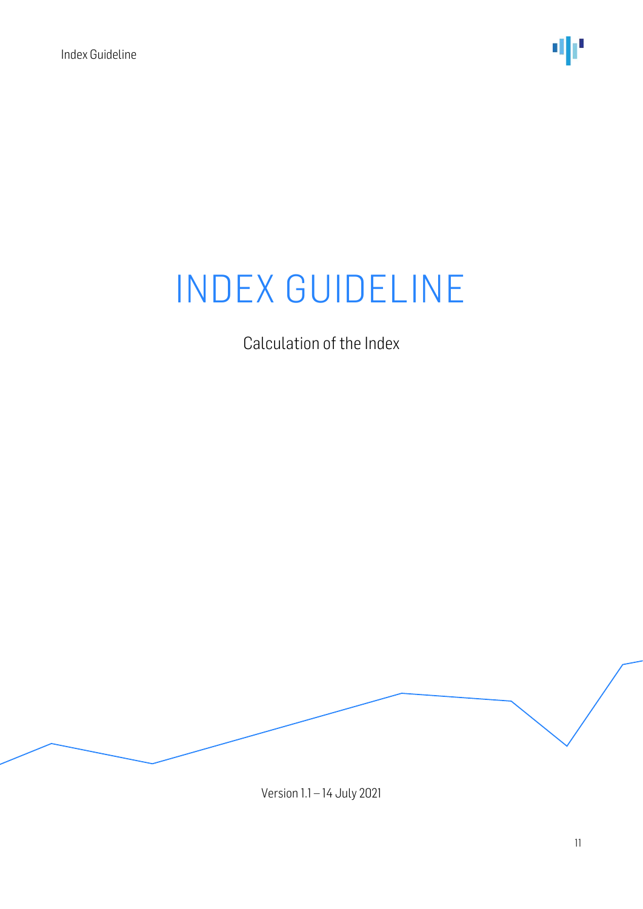# INDEX GUIDELINE

Calculation of the Index

Version 1.1 – 14 July 2021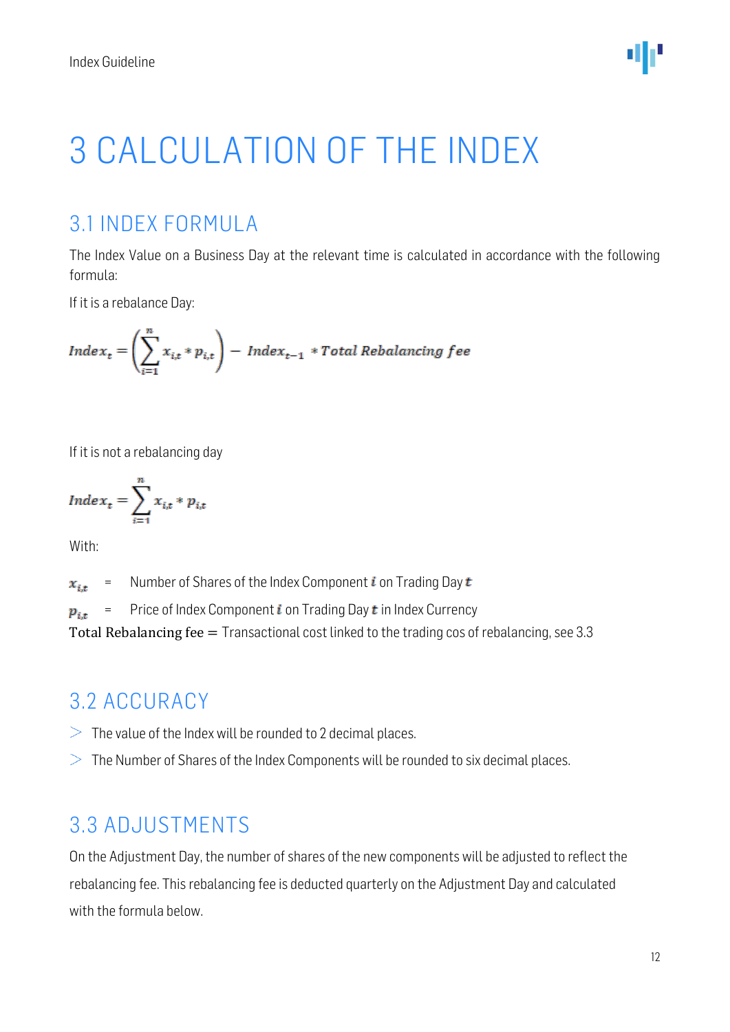# 3 CALCULATION OF THE INDEX

## 3.1 INDEX FORMULA

The Index Value on a Business Day at the relevant time is calculated in accordance with the following formula:

If it is a rebalance Day:

$$Index_t = \left(\sum_{i=1}^{n} x_{i,t} * p_{i,t}\right) - Index_{t-1} * Total\ Rebalancing\ fee$$

If it is not a rebalancing day

$$Index_t = \sum_{i=1}^{n} x_{i,t} * p_{i,t}$$

With:

$x_{i,t}$ = Number of Shares of the Index Component $i$ on Trading Day $t$

$p_{i,t}$ = Price of Index Component $i$ on Trading Day $t$ in Index Currency

$\text{Total Rebalancing fee} =$ Transactional cost linked to the trading cos of rebalancing, see 3.3

## 3.2 ACCURACY

- The value of the Index will be rounded to 2 decimal places.
- The Number of Shares of the Index Components will be rounded to six decimal places.

## 3.3 ADJUSTMENTS

On the Adjustment Day, the number of shares of the new components will be adjusted to reflect the rebalancing fee. This rebalancing fee is deducted quarterly on the Adjustment Day and calculated with the formula below.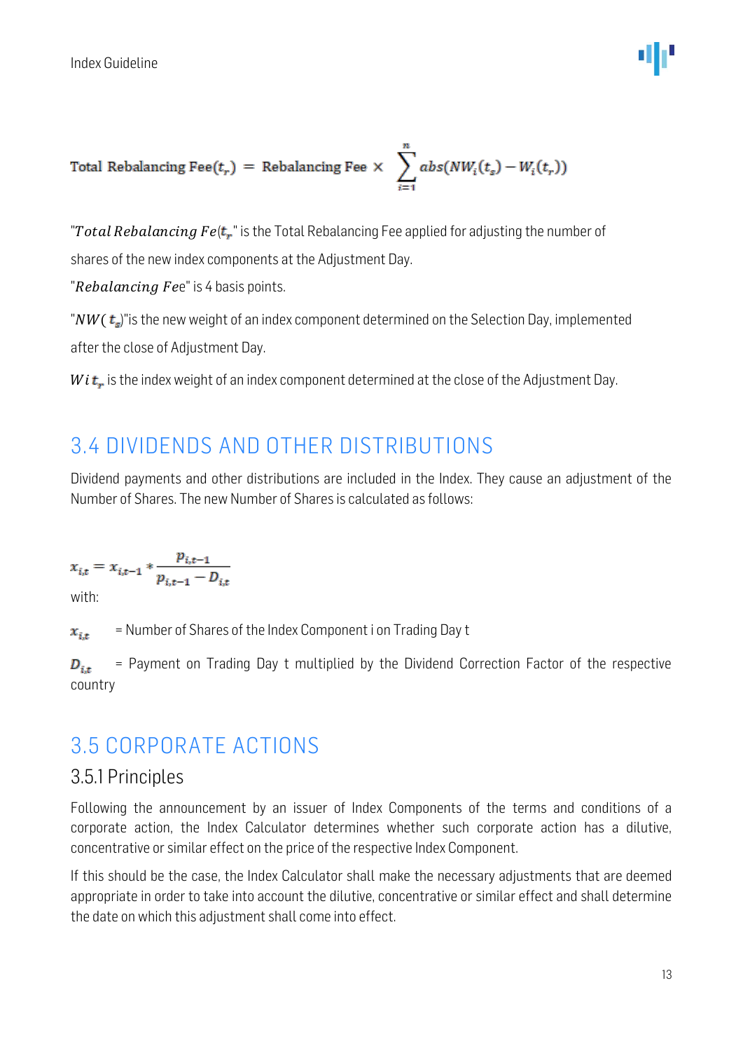$$\text{Total Rebalancing Fee}(t_r) = \text{Rebalancing Fee} \times \sum_{i=1}^{n} abs(NW_i(t_s) - W_i(t_r))$$

"$Total\ Rebalancing\ Fe(t_r$" is the Total Rebalancing Fee applied for adjusting the number of shares of the new index components at the Adjustment Day.

"$Rebalancing\ Fe$e" is 4 basis points.

"$NW(\ t_s)$"is the new weight of an index component determined on the Selection Day, implemented after the close of Adjustment Day.

$Wit_r$ is the index weight of an index component determined at the close of the Adjustment Day.

## 3.4 DIVIDENDS AND OTHER DISTRIBUTIONS

Dividend payments and other distributions are included in the Index. They cause an adjustment of the Number of Shares. The new Number of Shares is calculated as follows:

$$x_{i,t} = x_{i,t-1} * \frac{p_{i,t-1}}{p_{i,t-1} - D_{i,t}}$$

with:

$x_{i,t}$ = Number of Shares of the Index Component i on Trading Day t

$D_{i,t}$ = Payment on Trading Day t multiplied by the Dividend Correction Factor of the respective country

## 3.5 CORPORATE ACTIONS

### 3.5.1 Principles

Following the announcement by an issuer of Index Components of the terms and conditions of a corporate action, the Index Calculator determines whether such corporate action has a dilutive, concentrative or similar effect on the price of the respective Index Component.

If this should be the case, the Index Calculator shall make the necessary adjustments that are deemed appropriate in order to take into account the dilutive, concentrative or similar effect and shall determine the date on which this adjustment shall come into effect.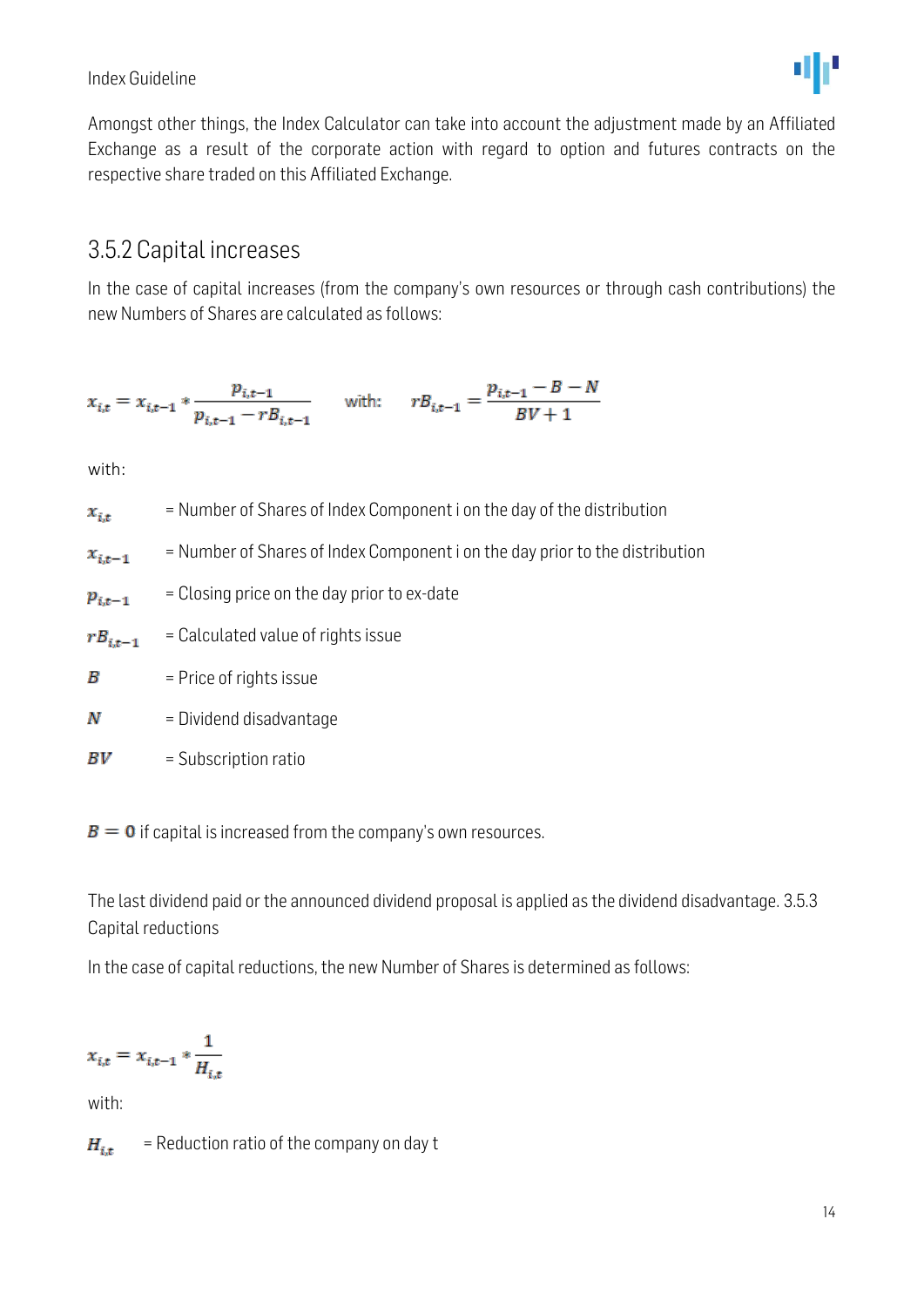Amongst other things, the Index Calculator can take into account the adjustment made by an Affiliated Exchange as a result of the corporate action with regard to option and futures contracts on the respective share traded on this Affiliated Exchange.

## 3.5.2 Capital increases

In the case of capital increases (from the company's own resources or through cash contributions) the new Numbers of Shares are calculated as follows:

$$x_{i,t} = x_{i,t-1} * \frac{p_{i,t-1}}{p_{i,t-1} - rB_{i,t-1}} \qquad \text{with:} \qquad rB_{i,t-1} = \frac{p_{i,t-1} - B - N}{BV + 1}$$

with:

$x_{i,t}$ = Number of Shares of Index Component i on the day of the distribution

$x_{i,t-1}$ = Number of Shares of Index Component i on the day prior to the distribution

$p_{i,t-1}$ = Closing price on the day prior to ex-date

$rB_{i,t-1}$ = Calculated value of rights issue

$B$ = Price of rights issue

$N$ = Dividend disadvantage

$BV$ = Subscription ratio

$B = 0$ if capital is increased from the company's own resources.

The last dividend paid or the announced dividend proposal is applied as the dividend disadvantage.

## 3.5.3 Capital reductions

In the case of capital reductions, the new Number of Shares is determined as follows:

$$x_{i,t} = x_{i,t-1} * \frac{1}{H_{i,t}}$$

with:

$H_{i,t}$ = Reduction ratio of the company on day t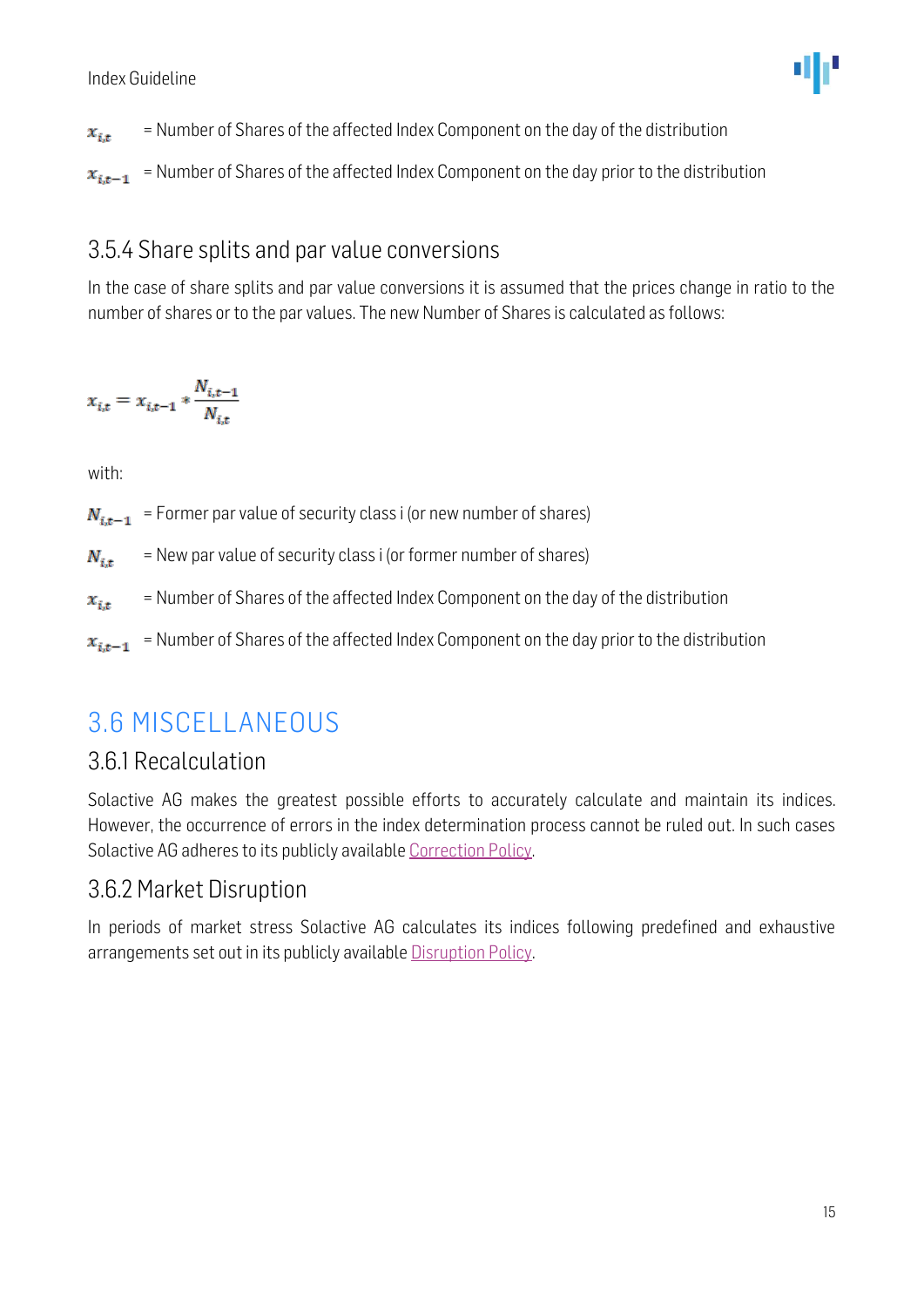$x_{i,t}$ = Number of Shares of the affected Index Component on the day of the distribution

$x_{i,t-1}$ = Number of Shares of the affected Index Component on the day prior to the distribution

### 3.5.4 Share splits and par value conversions

In the case of share splits and par value conversions it is assumed that the prices change in ratio to the number of shares or to the par values. The new Number of Shares is calculated as follows:

$$x_{i,t} = x_{i,t-1} * \frac{N_{i,t-1}}{N_{i,t}}$$

with:

$N_{i,t-1}$ = Former par value of security class i (or new number of shares)

$N_{i,t}$ = New par value of security class i (or former number of shares)

$x_{i,t}$ = Number of Shares of the affected Index Component on the day of the distribution

$x_{i,t-1}$ = Number of Shares of the affected Index Component on the day prior to the distribution

## 3.6 MISCELLANEOUS

### 3.6.1 Recalculation

Solactive AG makes the greatest possible efforts to accurately calculate and maintain its indices. However, the occurrence of errors in the index determination process cannot be ruled out. In such cases Solactive AG adheres to its publicly available Correction Policy.

### 3.6.2 Market Disruption

In periods of market stress Solactive AG calculates its indices following predefined and exhaustive arrangements set out in its publicly available Disruption Policy.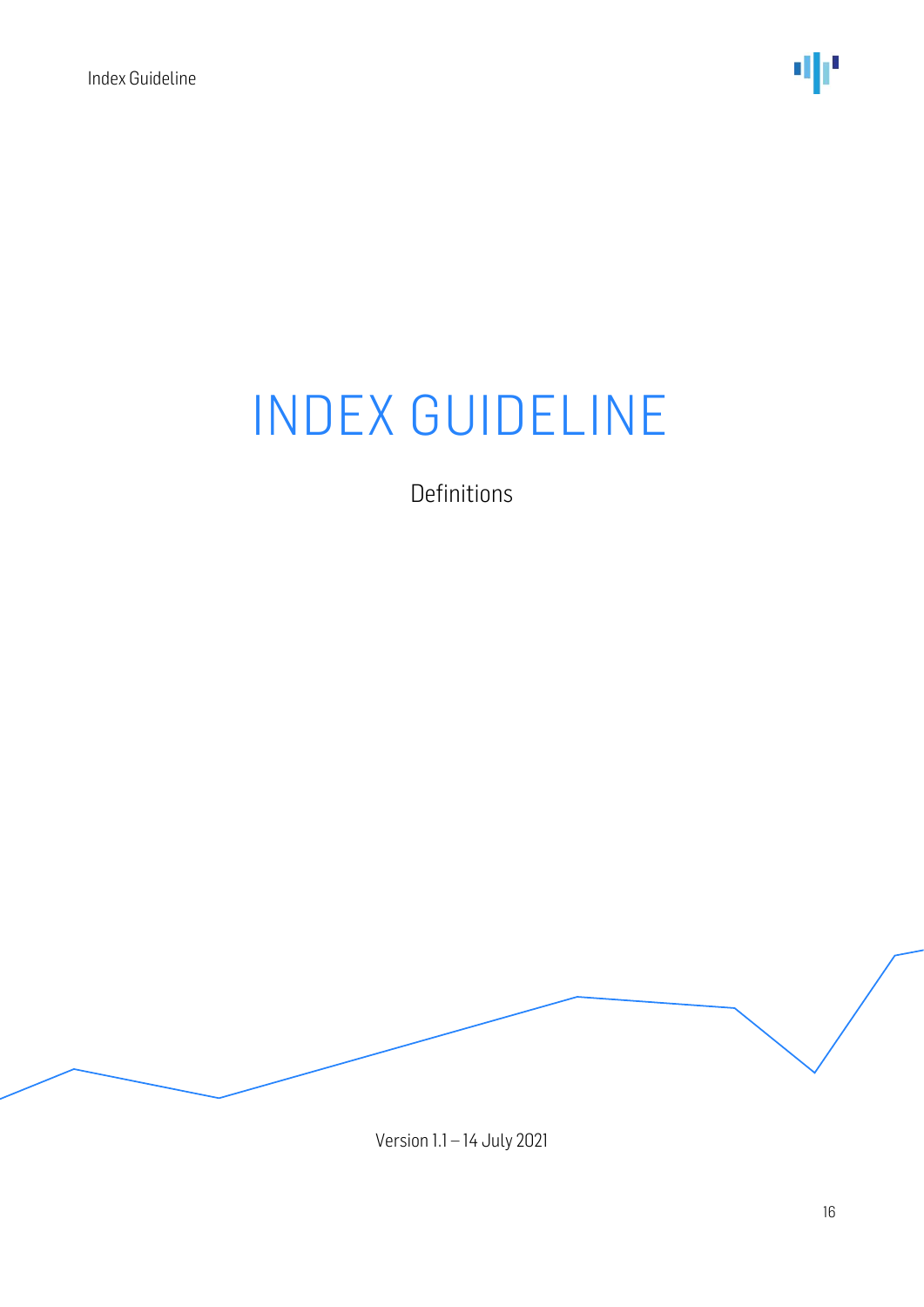# INDEX GUIDELINE

Definitions

Version 1.1 – 14 July 2021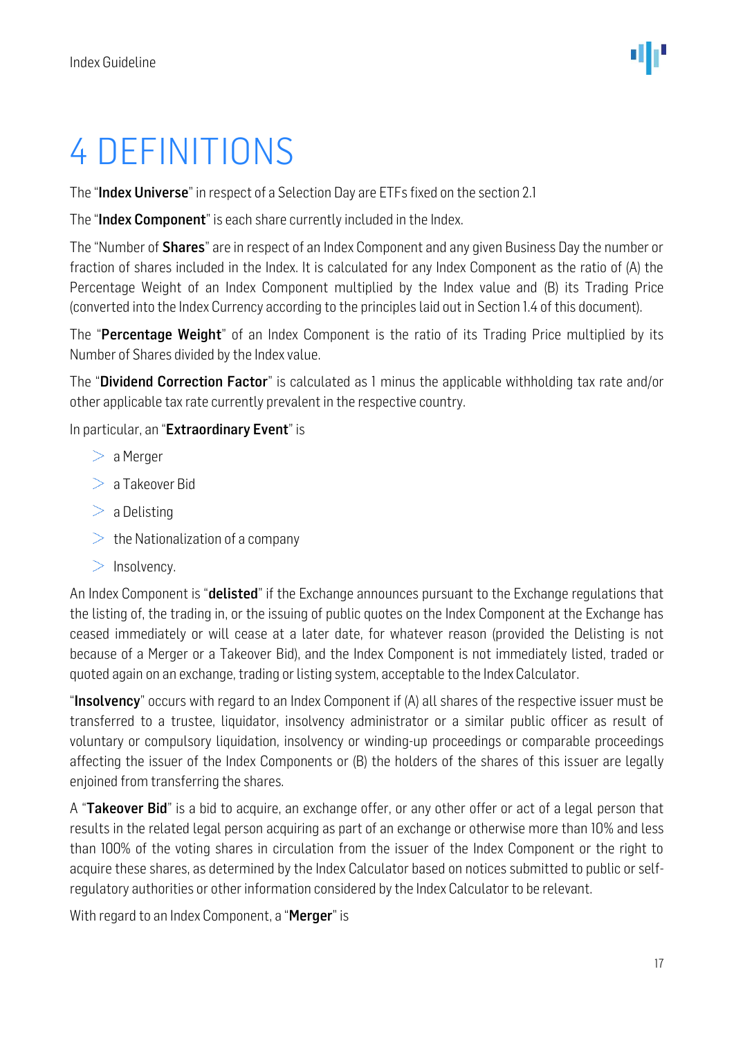# 4 DEFINITIONS

The "**Index Universe**" in respect of a Selection Day are ETFs fixed on the section 2.1

The "**Index Component**" is each share currently included in the Index.

The "Number of **Shares**" are in respect of an Index Component and any given Business Day the number or fraction of shares included in the Index. It is calculated for any Index Component as the ratio of (A) the Percentage Weight of an Index Component multiplied by the Index value and (B) its Trading Price (converted into the Index Currency according to the principles laid out in Section 1.4 of this document).

The "**Percentage Weight**" of an Index Component is the ratio of its Trading Price multiplied by its Number of Shares divided by the Index value.

The "**Dividend Correction Factor**" is calculated as 1 minus the applicable withholding tax rate and/or other applicable tax rate currently prevalent in the respective country.

In particular, an "**Extraordinary Event**" is

- a Merger
- a Takeover Bid
- a Delisting
- the Nationalization of a company
- Insolvency.

An Index Component is "**delisted**" if the Exchange announces pursuant to the Exchange regulations that the listing of, the trading in, or the issuing of public quotes on the Index Component at the Exchange has ceased immediately or will cease at a later date, for whatever reason (provided the Delisting is not because of a Merger or a Takeover Bid), and the Index Component is not immediately listed, traded or quoted again on an exchange, trading or listing system, acceptable to the Index Calculator.

"**Insolvency**" occurs with regard to an Index Component if (A) all shares of the respective issuer must be transferred to a trustee, liquidator, insolvency administrator or a similar public officer as result of voluntary or compulsory liquidation, insolvency or winding-up proceedings or comparable proceedings affecting the issuer of the Index Components or (B) the holders of the shares of this issuer are legally enjoined from transferring the shares.

A "**Takeover Bid**" is a bid to acquire, an exchange offer, or any other offer or act of a legal person that results in the related legal person acquiring as part of an exchange or otherwise more than 10% and less than 100% of the voting shares in circulation from the issuer of the Index Component or the right to acquire these shares, as determined by the Index Calculator based on notices submitted to public or self-regulatory authorities or other information considered by the Index Calculator to be relevant.

With regard to an Index Component, a "**Merger**" is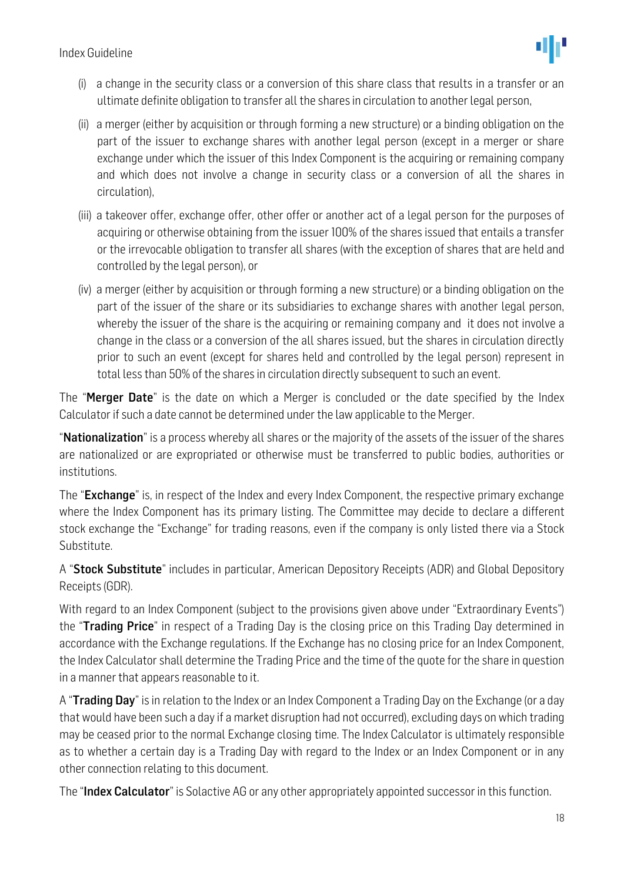(i) a change in the security class or a conversion of this share class that results in a transfer or an ultimate definite obligation to transfer all the shares in circulation to another legal person,

(ii) a merger (either by acquisition or through forming a new structure) or a binding obligation on the part of the issuer to exchange shares with another legal person (except in a merger or share exchange under which the issuer of this Index Component is the acquiring or remaining company and which does not involve a change in security class or a conversion of all the shares in circulation),

(iii) a takeover offer, exchange offer, other offer or another act of a legal person for the purposes of acquiring or otherwise obtaining from the issuer 100% of the shares issued that entails a transfer or the irrevocable obligation to transfer all shares (with the exception of shares that are held and controlled by the legal person), or

(iv) a merger (either by acquisition or through forming a new structure) or a binding obligation on the part of the issuer of the share or its subsidiaries to exchange shares with another legal person, whereby the issuer of the share is the acquiring or remaining company and it does not involve a change in the class or a conversion of the all shares issued, but the shares in circulation directly prior to such an event (except for shares held and controlled by the legal person) represent in total less than 50% of the shares in circulation directly subsequent to such an event.

The "**Merger Date**" is the date on which a Merger is concluded or the date specified by the Index Calculator if such a date cannot be determined under the law applicable to the Merger.

"**Nationalization**" is a process whereby all shares or the majority of the assets of the issuer of the shares are nationalized or are expropriated or otherwise must be transferred to public bodies, authorities or institutions.

The "**Exchange**" is, in respect of the Index and every Index Component, the respective primary exchange where the Index Component has its primary listing. The Committee may decide to declare a different stock exchange the "Exchange" for trading reasons, even if the company is only listed there via a Stock Substitute.

A "**Stock Substitute**" includes in particular, American Depository Receipts (ADR) and Global Depository Receipts (GDR).

With regard to an Index Component (subject to the provisions given above under "Extraordinary Events") the "**Trading Price**" in respect of a Trading Day is the closing price on this Trading Day determined in accordance with the Exchange regulations. If the Exchange has no closing price for an Index Component, the Index Calculator shall determine the Trading Price and the time of the quote for the share in question in a manner that appears reasonable to it.

A "**Trading Day**" is in relation to the Index or an Index Component a Trading Day on the Exchange (or a day that would have been such a day if a market disruption had not occurred), excluding days on which trading may be ceased prior to the normal Exchange closing time. The Index Calculator is ultimately responsible as to whether a certain day is a Trading Day with regard to the Index or an Index Component or in any other connection relating to this document.

The "**Index Calculator**" is Solactive AG or any other appropriately appointed successor in this function.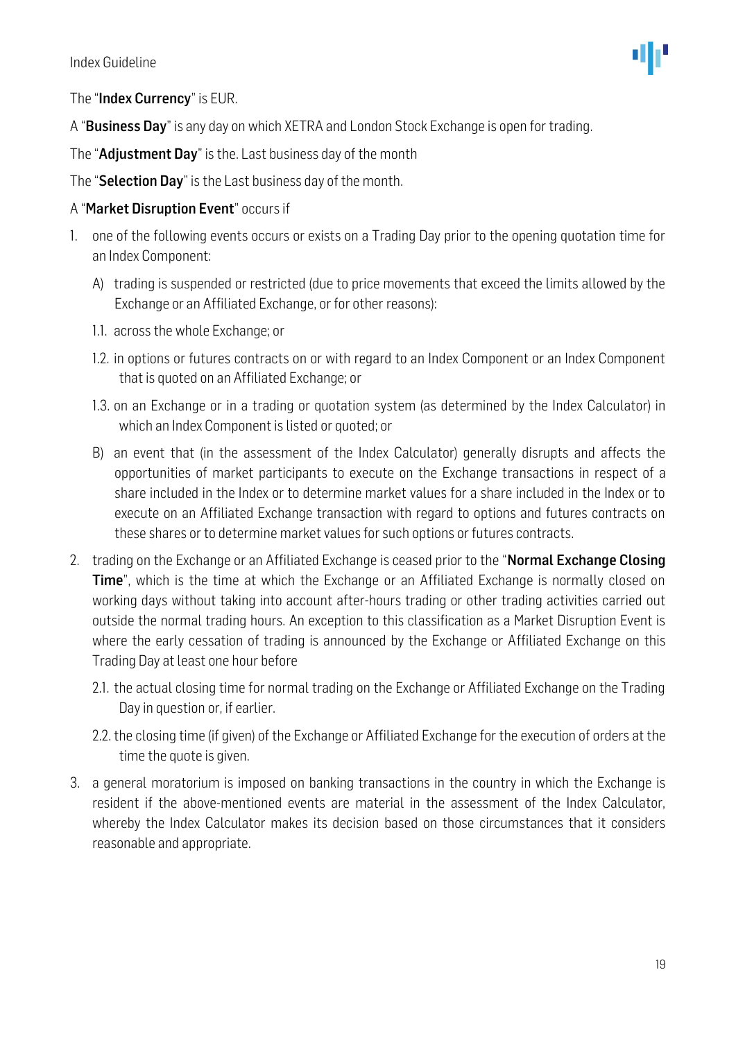The "**Index Currency**" is EUR.

A "**Business Day**" is any day on which XETRA and London Stock Exchange is open for trading.

The "**Adjustment Day**" is the. Last business day of the month

The "**Selection Day**" is the Last business day of the month.

A "**Market Disruption Event**" occurs if

1. one of the following events occurs or exists on a Trading Day prior to the opening quotation time for an Index Component:

   A) trading is suspended or restricted (due to price movements that exceed the limits allowed by the Exchange or an Affiliated Exchange, or for other reasons):

   1.1. across the whole Exchange; or

   1.2. in options or futures contracts on or with regard to an Index Component or an Index Component that is quoted on an Affiliated Exchange; or

   1.3. on an Exchange or in a trading or quotation system (as determined by the Index Calculator) in which an Index Component is listed or quoted; or

   B) an event that (in the assessment of the Index Calculator) generally disrupts and affects the opportunities of market participants to execute on the Exchange transactions in respect of a share included in the Index or to determine market values for a share included in the Index or to execute on an Affiliated Exchange transaction with regard to options and futures contracts on these shares or to determine market values for such options or futures contracts.

2. trading on the Exchange or an Affiliated Exchange is ceased prior to the "**Normal Exchange Closing Time**", which is the time at which the Exchange or an Affiliated Exchange is normally closed on working days without taking into account after-hours trading or other trading activities carried out outside the normal trading hours. An exception to this classification as a Market Disruption Event is where the early cessation of trading is announced by the Exchange or Affiliated Exchange on this Trading Day at least one hour before

   2.1. the actual closing time for normal trading on the Exchange or Affiliated Exchange on the Trading Day in question or, if earlier.

   2.2. the closing time (if given) of the Exchange or Affiliated Exchange for the execution of orders at the time the quote is given.

3. a general moratorium is imposed on banking transactions in the country in which the Exchange is resident if the above-mentioned events are material in the assessment of the Index Calculator, whereby the Index Calculator makes its decision based on those circumstances that it considers reasonable and appropriate.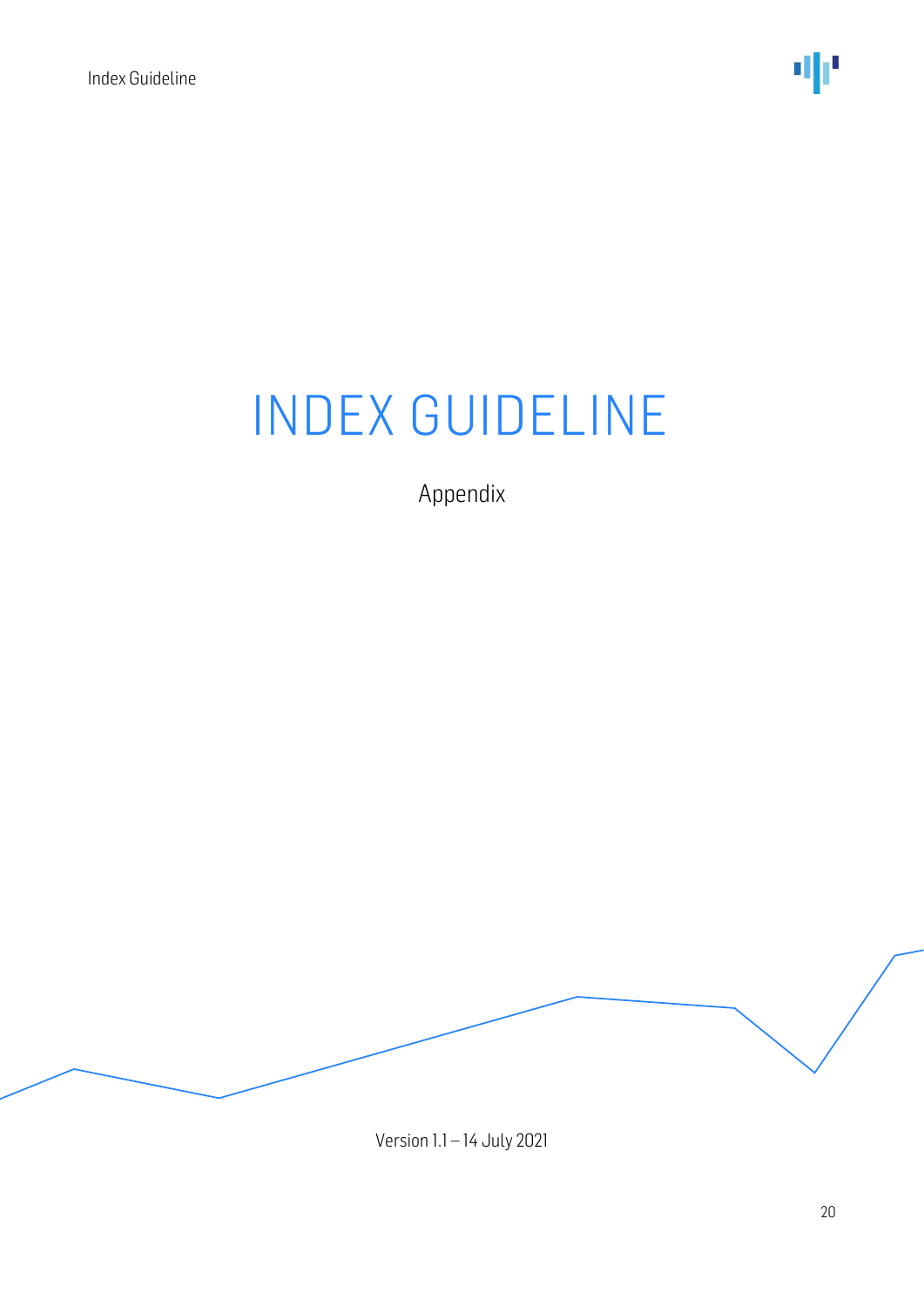# INDEX GUIDELINE

Appendix

Version 1.1 – 14 July 2021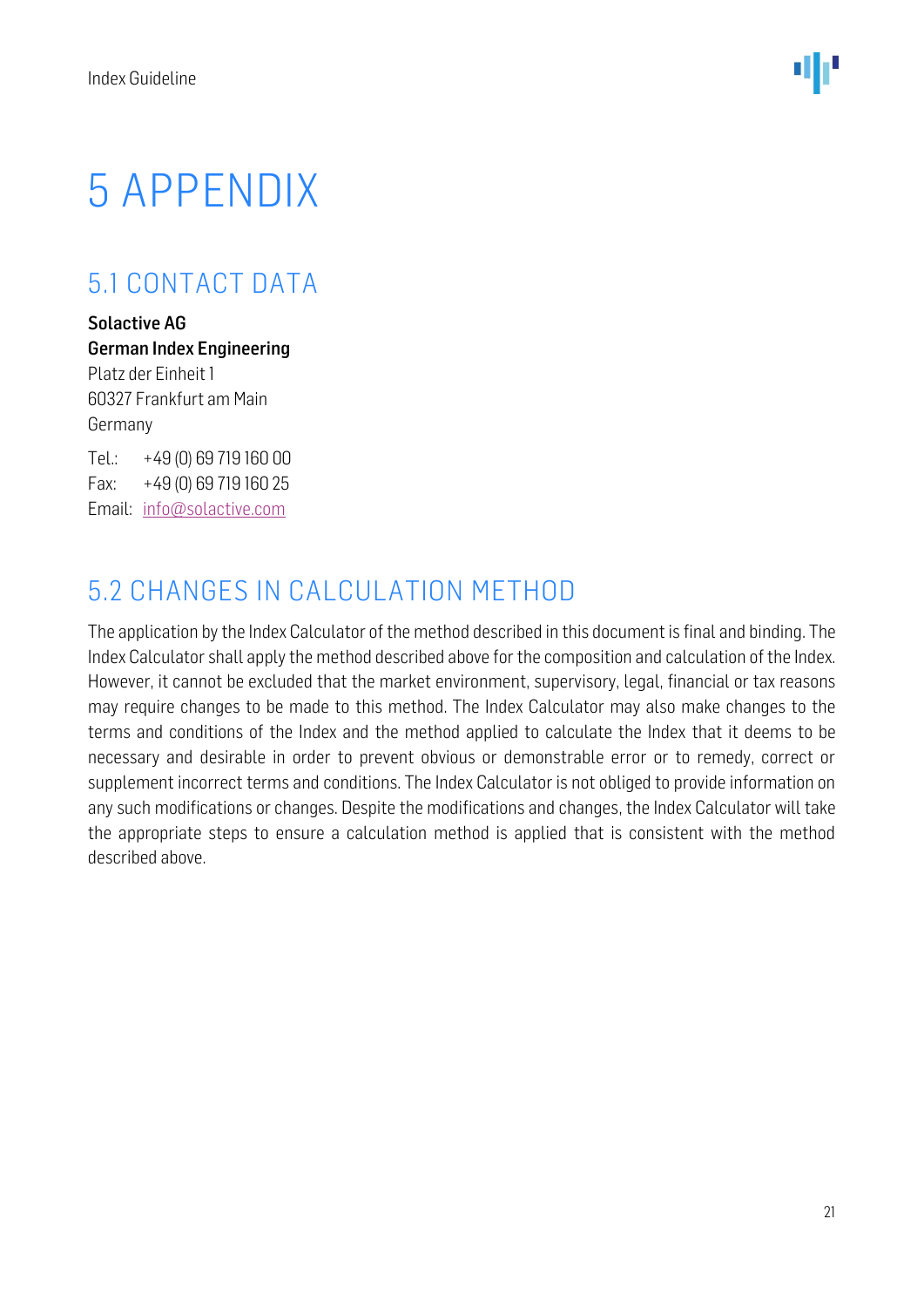# 5 APPENDIX

## 5.1 CONTACT DATA

**Solactive AG**
**German Index Engineering**
Platz der Einheit 1
60327 Frankfurt am Main
Germany

Tel.: +49 (0) 69 719 160 00
Fax: +49 (0) 69 719 160 25
Email: info@solactive.com

## 5.2 CHANGES IN CALCULATION METHOD

The application by the Index Calculator of the method described in this document is final and binding. The Index Calculator shall apply the method described above for the composition and calculation of the Index. However, it cannot be excluded that the market environment, supervisory, legal, financial or tax reasons may require changes to be made to this method. The Index Calculator may also make changes to the terms and conditions of the Index and the method applied to calculate the Index that it deems to be necessary and desirable in order to prevent obvious or demonstrable error or to remedy, correct or supplement incorrect terms and conditions. The Index Calculator is not obliged to provide information on any such modifications or changes. Despite the modifications and changes, the Index Calculator will take the appropriate steps to ensure a calculation method is applied that is consistent with the method described above.